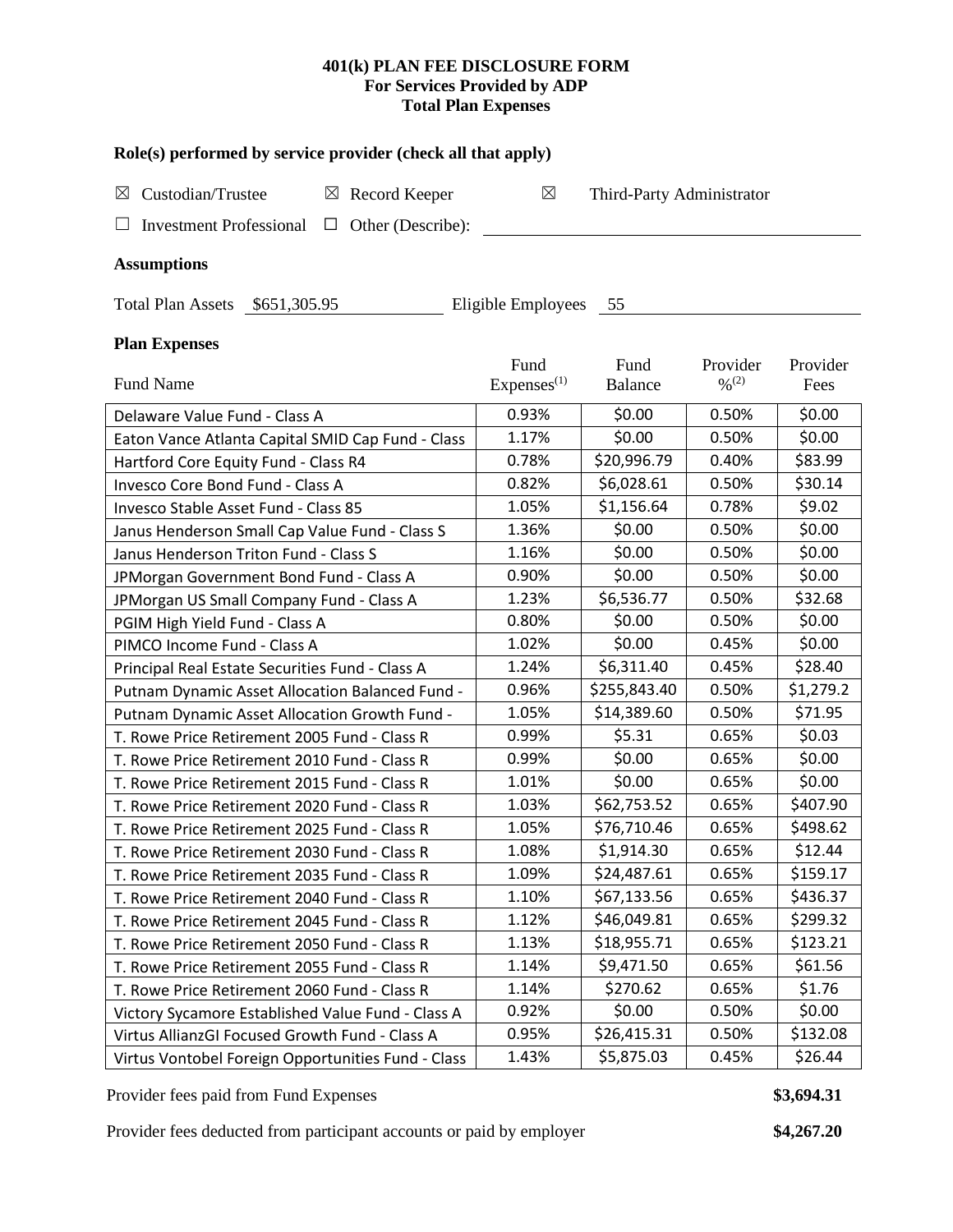# 401(k) PLAN FEE DISCLOSURE FORM
## For Services Provided by ADP
## Total Plan Expenses

### Role(s) performed by service provider (check all that apply)

☒ Custodian/Trustee ☒ Record Keeper ☒ Third-Party Administrator

☐ Investment Professional ☐ Other (Describe): ____________________

### Assumptions

Total Plan Assets $651,305.95 Eligible Employees 55

### Plan Expenses

| Fund Name | Fund Expenses[(1)] | Fund Balance | Provider %[(2)] | Provider Fees |
|---|---|---|---|---|
| Delaware Value Fund - Class A | 0.93% | $0.00 | 0.50% | $0.00 |
| Eaton Vance Atlanta Capital SMID Cap Fund - Class | 1.17% | $0.00 | 0.50% | $0.00 |
| Hartford Core Equity Fund - Class R4 | 0.78% | $20,996.79 | 0.40% | $83.99 |
| Invesco Core Bond Fund - Class A | 0.82% | $6,028.61 | 0.50% | $30.14 |
| Invesco Stable Asset Fund - Class 85 | 1.05% | $1,156.64 | 0.78% | $9.02 |
| Janus Henderson Small Cap Value Fund - Class S | 1.36% | $0.00 | 0.50% | $0.00 |
| Janus Henderson Triton Fund - Class S | 1.16% | $0.00 | 0.50% | $0.00 |
| JPMorgan Government Bond Fund - Class A | 0.90% | $0.00 | 0.50% | $0.00 |
| JPMorgan US Small Company Fund - Class A | 1.23% | $6,536.77 | 0.50% | $32.68 |
| PGIM High Yield Fund - Class A | 0.80% | $0.00 | 0.50% | $0.00 |
| PIMCO Income Fund - Class A | 1.02% | $0.00 | 0.45% | $0.00 |
| Principal Real Estate Securities Fund - Class A | 1.24% | $6,311.40 | 0.45% | $28.40 |
| Putnam Dynamic Asset Allocation Balanced Fund - | 0.96% | $255,843.40 | 0.50% | $1,279.2 |
| Putnam Dynamic Asset Allocation Growth Fund - | 1.05% | $14,389.60 | 0.50% | $71.95 |
| T. Rowe Price Retirement 2005 Fund - Class R | 0.99% | $5.31 | 0.65% | $0.03 |
| T. Rowe Price Retirement 2010 Fund - Class R | 0.99% | $0.00 | 0.65% | $0.00 |
| T. Rowe Price Retirement 2015 Fund - Class R | 1.01% | $0.00 | 0.65% | $0.00 |
| T. Rowe Price Retirement 2020 Fund - Class R | 1.03% | $62,753.52 | 0.65% | $407.90 |
| T. Rowe Price Retirement 2025 Fund - Class R | 1.05% | $76,710.46 | 0.65% | $498.62 |
| T. Rowe Price Retirement 2030 Fund - Class R | 1.08% | $1,914.30 | 0.65% | $12.44 |
| T. Rowe Price Retirement 2035 Fund - Class R | 1.09% | $24,487.61 | 0.65% | $159.17 |
| T. Rowe Price Retirement 2040 Fund - Class R | 1.10% | $67,133.56 | 0.65% | $436.37 |
| T. Rowe Price Retirement 2045 Fund - Class R | 1.12% | $46,049.81 | 0.65% | $299.32 |
| T. Rowe Price Retirement 2050 Fund - Class R | 1.13% | $18,955.71 | 0.65% | $123.21 |
| T. Rowe Price Retirement 2055 Fund - Class R | 1.14% | $9,471.50 | 0.65% | $61.56 |
| T. Rowe Price Retirement 2060 Fund - Class R | 1.14% | $270.62 | 0.65% | $1.76 |
| Victory Sycamore Established Value Fund - Class A | 0.92% | $0.00 | 0.50% | $0.00 |
| Virtus AllianzGI Focused Growth Fund - Class A | 0.95% | $26,415.31 | 0.50% | $132.08 |
| Virtus Vontobel Foreign Opportunities Fund - Class | 1.43% | $5,875.03 | 0.45% | $26.44 |

Provider fees paid from Fund Expenses **$3,694.31**

Provider fees deducted from participant accounts or paid by employer **$4,267.20**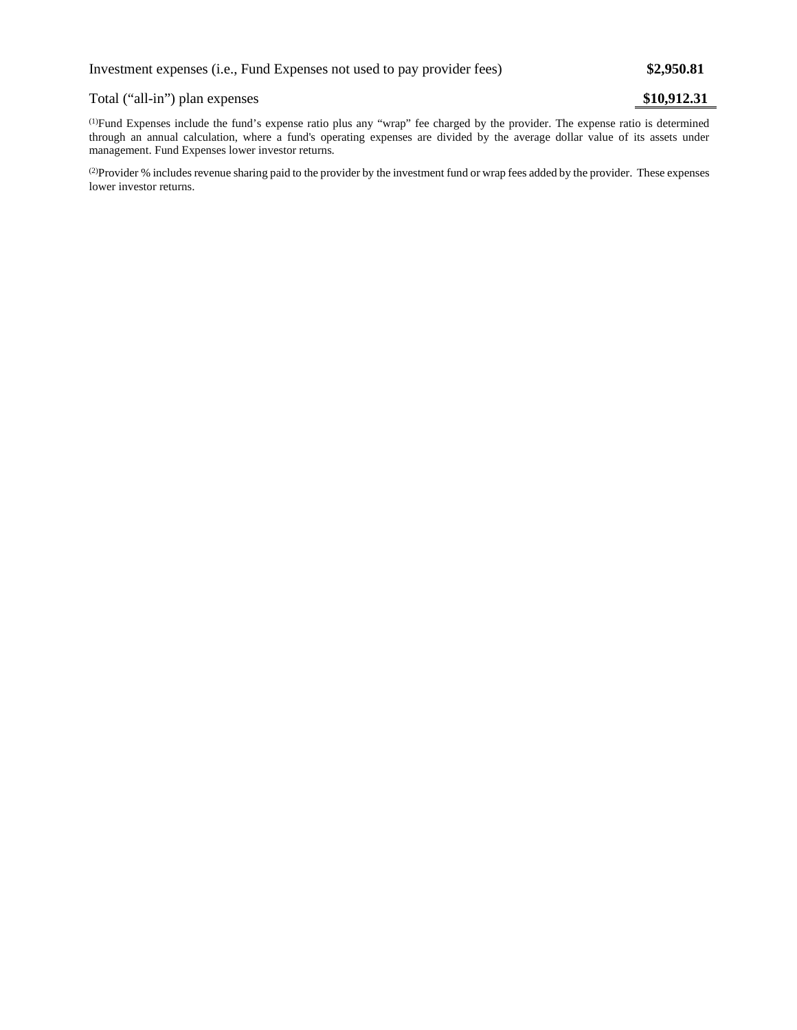| | |
|---|---|
| Investment expenses (i.e., Fund Expenses not used to pay provider fees) | **$2,950.81** |
| Total ("all-in") plan expenses | **$10,912.31** |

[(1)]Fund Expenses include the fund's expense ratio plus any "wrap" fee charged by the provider. The expense ratio is determined through an annual calculation, where a fund's operating expenses are divided by the average dollar value of its assets under management. Fund Expenses lower investor returns.

[(2)]Provider % includes revenue sharing paid to the provider by the investment fund or wrap fees added by the provider. These expenses lower investor returns.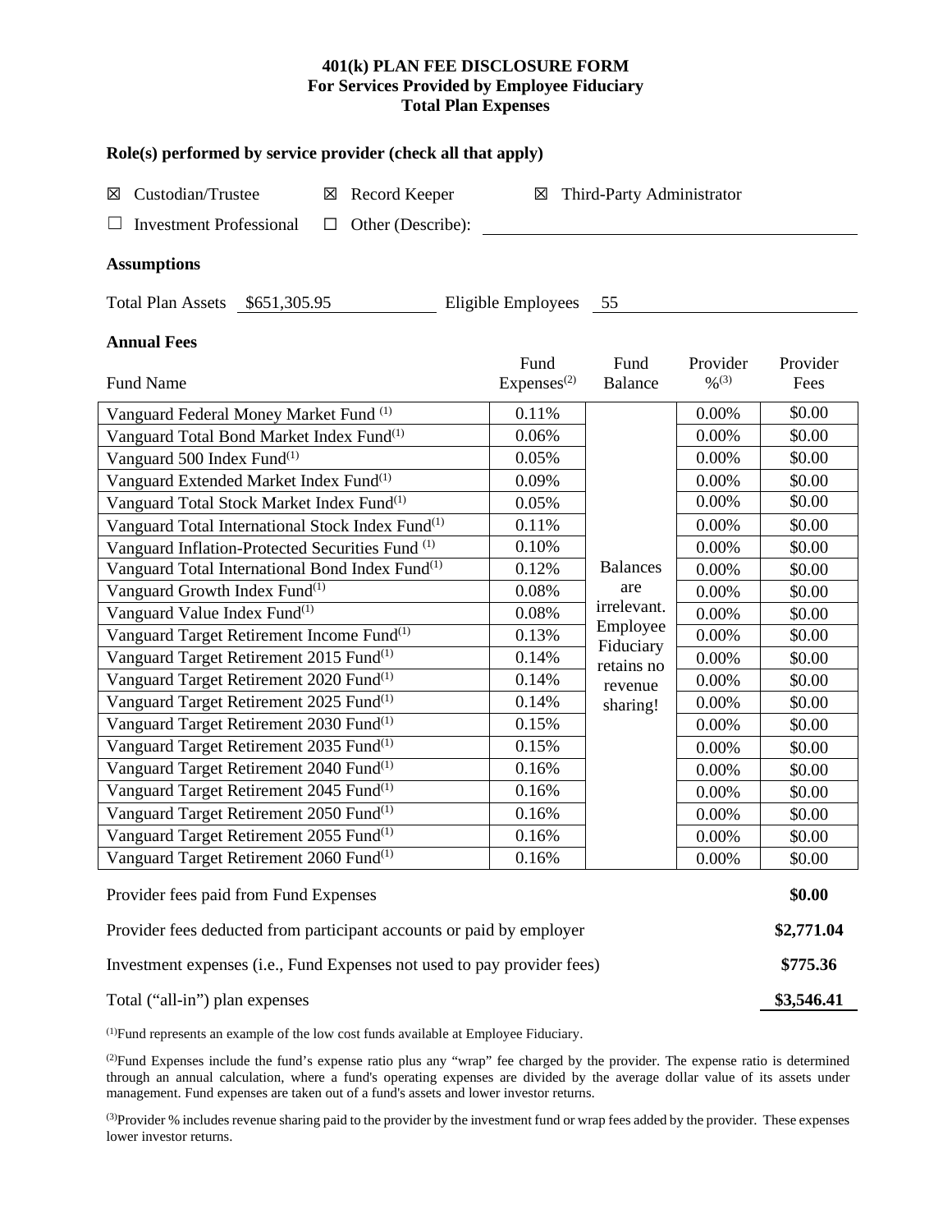**401(k) PLAN FEE DISCLOSURE FORM**
**For Services Provided by Employee Fiduciary**
**Total Plan Expenses**

### Role(s) performed by service provider (check all that apply)

☒ Custodian/Trustee ☒ Record Keeper ☒ Third-Party Administrator

☐ Investment Professional ☐ Other (Describe): ____________________

### Assumptions

Total Plan Assets $651,305.95 Eligible Employees 55

### Annual Fees

| Fund Name | Fund Expenses[2] | Fund Balance | Provider %[3] | Provider Fees |
|---|---|---|---|---|
| Vanguard Federal Money Market Fund [1] | 0.11% | Balances are irrelevant. Employee Fiduciary retains no revenue sharing! | 0.00% | $0.00 |
| Vanguard Total Bond Market Index Fund[1] | 0.06% | | 0.00% | $0.00 |
| Vanguard 500 Index Fund[1] | 0.05% | | 0.00% | $0.00 |
| Vanguard Extended Market Index Fund[1] | 0.09% | | 0.00% | $0.00 |
| Vanguard Total Stock Market Index Fund[1] | 0.05% | | 0.00% | $0.00 |
| Vanguard Total International Stock Index Fund[1] | 0.11% | | 0.00% | $0.00 |
| Vanguard Inflation-Protected Securities Fund [1] | 0.10% | | 0.00% | $0.00 |
| Vanguard Total International Bond Index Fund[1] | 0.12% | | 0.00% | $0.00 |
| Vanguard Growth Index Fund[1] | 0.08% | | 0.00% | $0.00 |
| Vanguard Value Index Fund[1] | 0.08% | | 0.00% | $0.00 |
| Vanguard Target Retirement Income Fund[1] | 0.13% | | 0.00% | $0.00 |
| Vanguard Target Retirement 2015 Fund[1] | 0.14% | | 0.00% | $0.00 |
| Vanguard Target Retirement 2020 Fund[1] | 0.14% | | 0.00% | $0.00 |
| Vanguard Target Retirement 2025 Fund[1] | 0.14% | | 0.00% | $0.00 |
| Vanguard Target Retirement 2030 Fund[1] | 0.15% | | 0.00% | $0.00 |
| Vanguard Target Retirement 2035 Fund[1] | 0.15% | | 0.00% | $0.00 |
| Vanguard Target Retirement 2040 Fund[1] | 0.16% | | 0.00% | $0.00 |
| Vanguard Target Retirement 2045 Fund[1] | 0.16% | | 0.00% | $0.00 |
| Vanguard Target Retirement 2050 Fund[1] | 0.16% | | 0.00% | $0.00 |
| Vanguard Target Retirement 2055 Fund[1] | 0.16% | | 0.00% | $0.00 |
| Vanguard Target Retirement 2060 Fund[1] | 0.16% | | 0.00% | $0.00 |

| | |
|---|---|
| Provider fees paid from Fund Expenses | **$0.00** |
| Provider fees deducted from participant accounts or paid by employer | **$2,771.04** |
| Investment expenses (i.e., Fund Expenses not used to pay provider fees) | **$775.36** |
| Total ("all-in") plan expenses | **$3,546.41** |

[1]Fund represents an example of the low cost funds available at Employee Fiduciary.

[2]Fund Expenses include the fund's expense ratio plus any "wrap" fee charged by the provider. The expense ratio is determined through an annual calculation, where a fund's operating expenses are divided by the average dollar value of its assets under management. Fund expenses are taken out of a fund's assets and lower investor returns.

[3]Provider % includes revenue sharing paid to the provider by the investment fund or wrap fees added by the provider. These expenses lower investor returns.